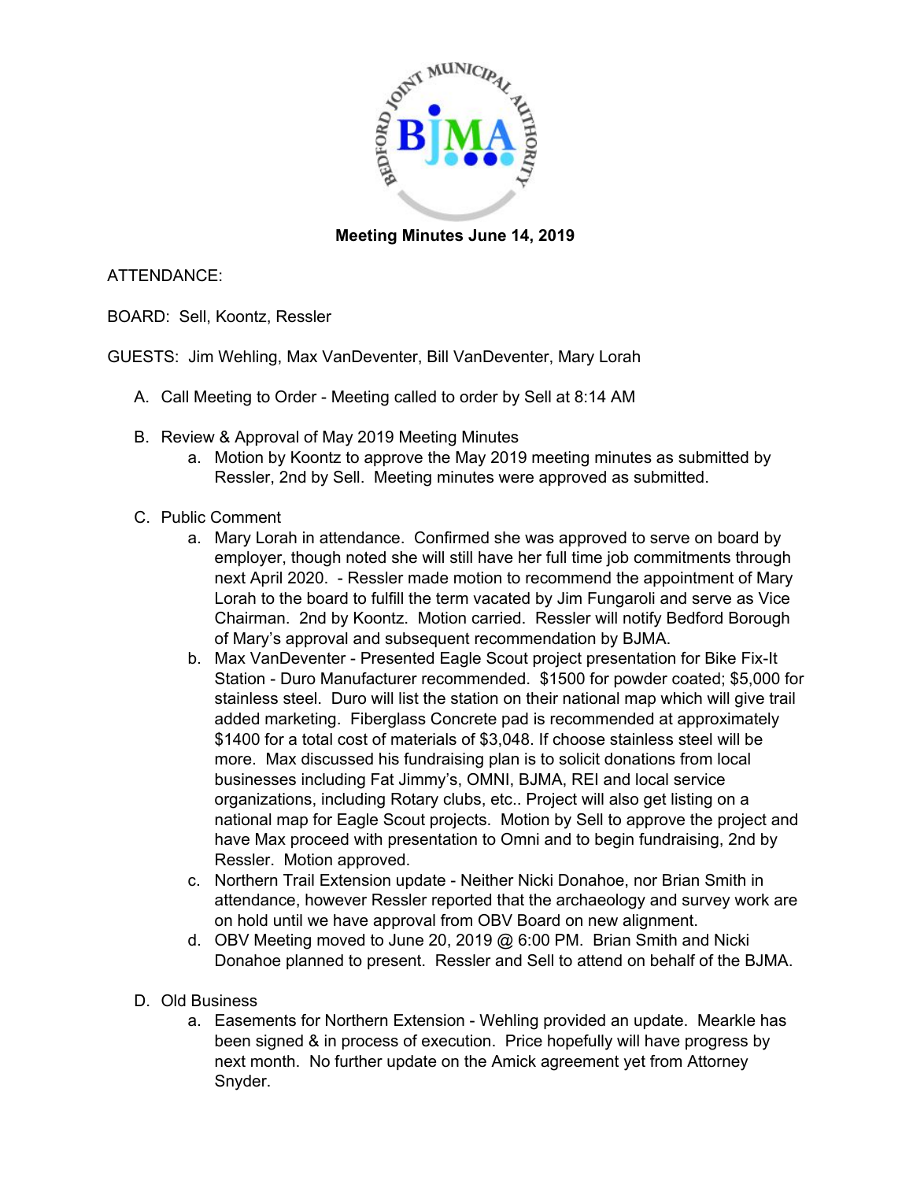**Meeting Minutes June 14, 2019**

ATTENDANCE:

BOARD: Sell, Koontz, Ressler

GUESTS: Jim Wehling, Max VanDeventer, Bill VanDeventer, Mary Lorah

A. Call Meeting to Order - Meeting called to order by Sell at 8:14 AM

B. Review & Approval of May 2019 Meeting Minutes
   a. Motion by Koontz to approve the May 2019 meeting minutes as submitted by Ressler, 2nd by Sell. Meeting minutes were approved as submitted.

C. Public Comment
   a. Mary Lorah in attendance. Confirmed she was approved to serve on board by employer, though noted she will still have her full time job commitments through next April 2020. - Ressler made motion to recommend the appointment of Mary Lorah to the board to fulfill the term vacated by Jim Fungaroli and serve as Vice Chairman. 2nd by Koontz. Motion carried. Ressler will notify Bedford Borough of Mary's approval and subsequent recommendation by BJMA.
   b. Max VanDeventer - Presented Eagle Scout project presentation for Bike Fix-It Station - Duro Manufacturer recommended. $1500 for powder coated; $5,000 for stainless steel. Duro will list the station on their national map which will give trail added marketing. Fiberglass Concrete pad is recommended at approximately $1400 for a total cost of materials of $3,048. If choose stainless steel will be more. Max discussed his fundraising plan is to solicit donations from local businesses including Fat Jimmy's, OMNI, BJMA, REI and local service organizations, including Rotary clubs, etc.. Project will also get listing on a national map for Eagle Scout projects. Motion by Sell to approve the project and have Max proceed with presentation to Omni and to begin fundraising, 2nd by Ressler. Motion approved.
   c. Northern Trail Extension update - Neither Nicki Donahoe, nor Brian Smith in attendance, however Ressler reported that the archaeology and survey work are on hold until we have approval from OBV Board on new alignment.
   d. OBV Meeting moved to June 20, 2019 @ 6:00 PM. Brian Smith and Nicki Donahoe planned to present. Ressler and Sell to attend on behalf of the BJMA.

D. Old Business
   a. Easements for Northern Extension - Wehling provided an update. Mearkle has been signed & in process of execution. Price hopefully will have progress by next month. No further update on the Amick agreement yet from Attorney Snyder.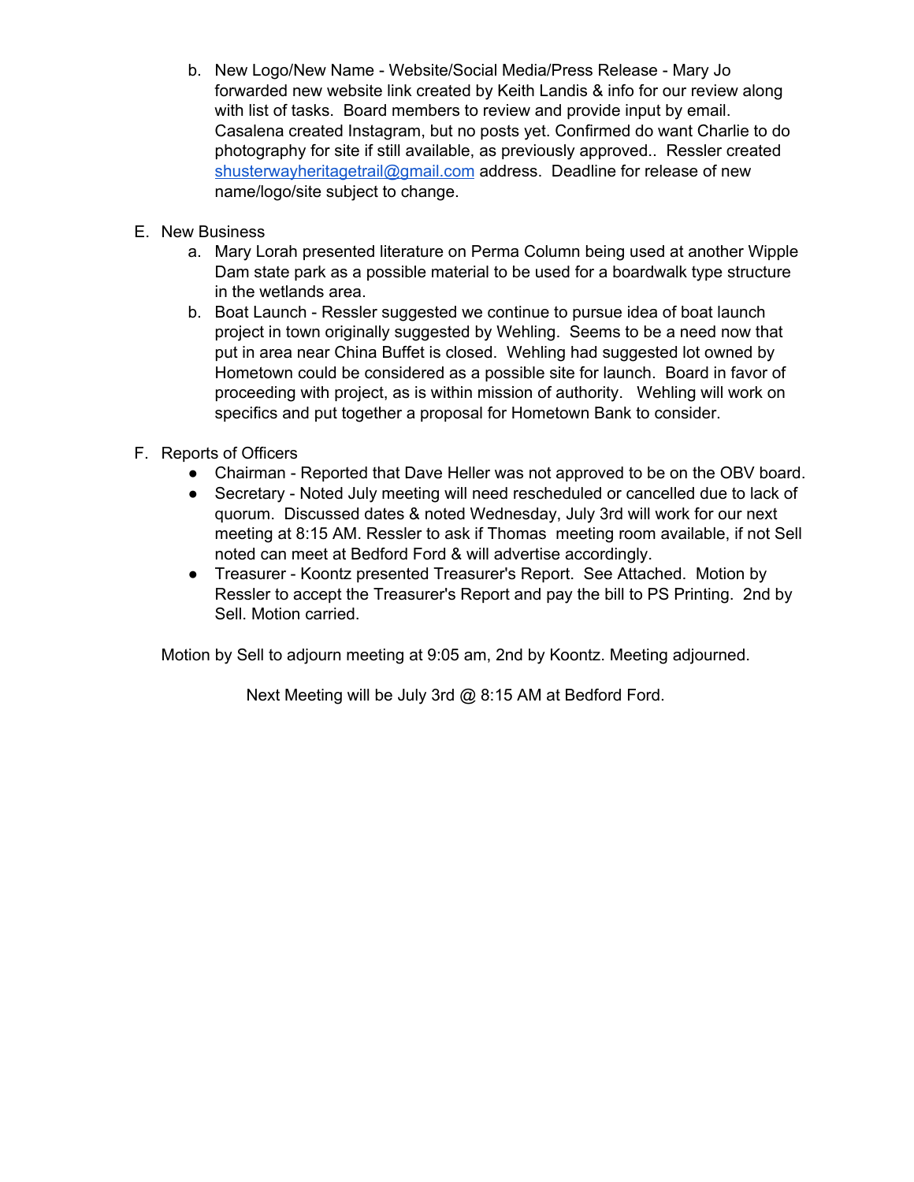b. New Logo/New Name - Website/Social Media/Press Release - Mary Jo forwarded new website link created by Keith Landis & info for our review along with list of tasks. Board members to review and provide input by email. Casalena created Instagram, but no posts yet. Confirmed do want Charlie to do photography for site if still available, as previously approved.. Ressler created shusterwayheritagetrail@gmail.com address. Deadline for release of new name/logo/site subject to change.

E. New Business

   a. Mary Lorah presented literature on Perma Column being used at another Wipple Dam state park as a possible material to be used for a boardwalk type structure in the wetlands area.

   b. Boat Launch - Ressler suggested we continue to pursue idea of boat launch project in town originally suggested by Wehling. Seems to be a need now that put in area near China Buffet is closed. Wehling had suggested lot owned by Hometown could be considered as a possible site for launch. Board in favor of proceeding with project, as is within mission of authority. Wehling will work on specifics and put together a proposal for Hometown Bank to consider.

F. Reports of Officers

- Chairman - Reported that Dave Heller was not approved to be on the OBV board.
- Secretary - Noted July meeting will need rescheduled or cancelled due to lack of quorum. Discussed dates & noted Wednesday, July 3rd will work for our next meeting at 8:15 AM. Ressler to ask if Thomas meeting room available, if not Sell noted can meet at Bedford Ford & will advertise accordingly.
- Treasurer - Koontz presented Treasurer's Report. See Attached. Motion by Ressler to accept the Treasurer's Report and pay the bill to PS Printing. 2nd by Sell. Motion carried.

Motion by Sell to adjourn meeting at 9:05 am, 2nd by Koontz. Meeting adjourned.

Next Meeting will be July 3rd @ 8:15 AM at Bedford Ford.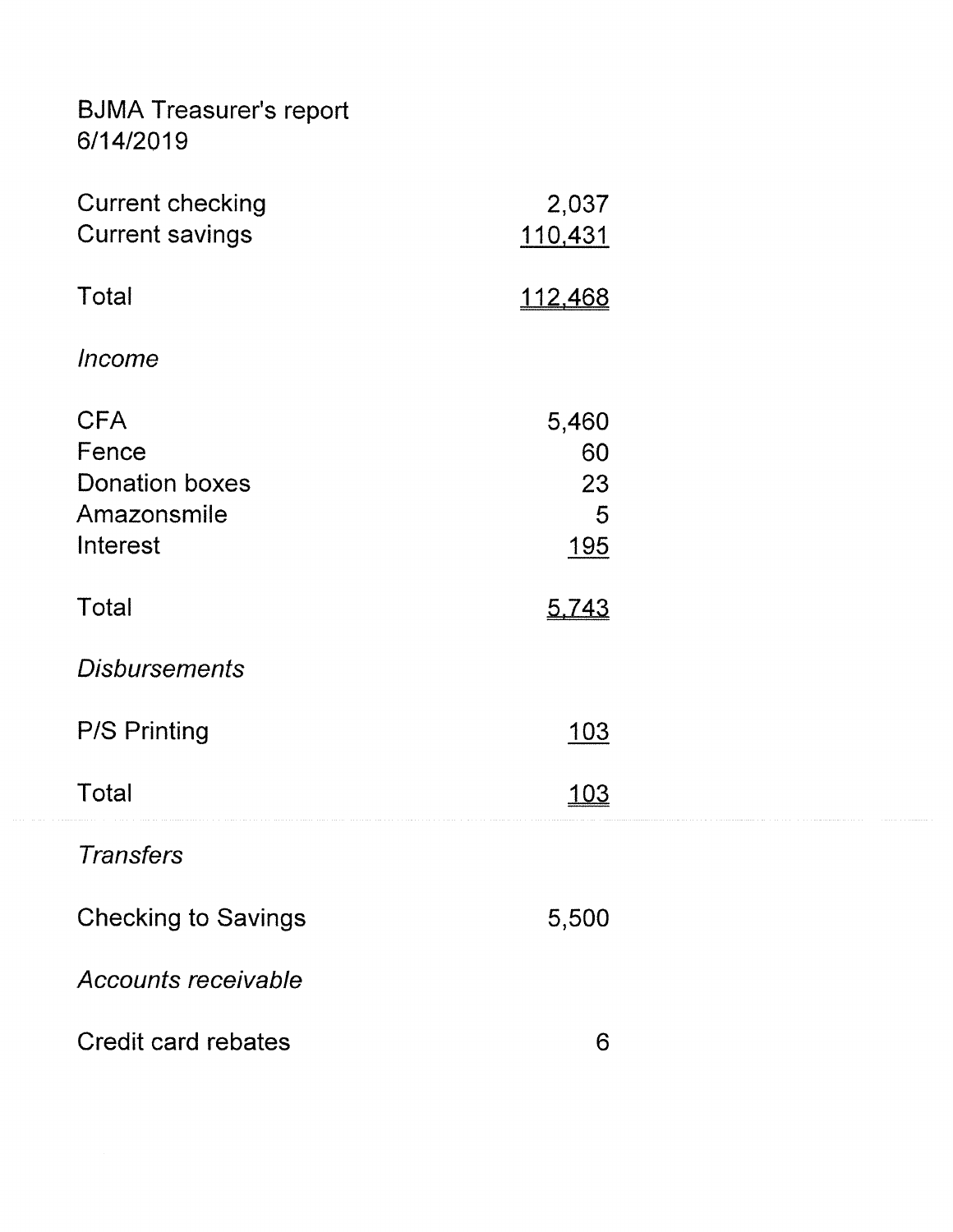BJMA Treasurer's report
6/14/2019

| | |
|---|---|
| Current checking | 2,037 |
| Current savings | 110,431 |
| Total | 112,468 |

*Income*

| | |
|---|---|
| CFA | 5,460 |
| Fence | 60 |
| Donation boxes | 23 |
| Amazonsmile | 5 |
| Interest | 195 |
| Total | 5,743 |

*Disbursements*

| | |
|---|---|
| P/S Printing | 103 |
| Total | 103 |

*Transfers*

| | |
|---|---|
| Checking to Savings | 5,500 |

*Accounts receivable*

| | |
|---|---|
| Credit card rebates | 6 |